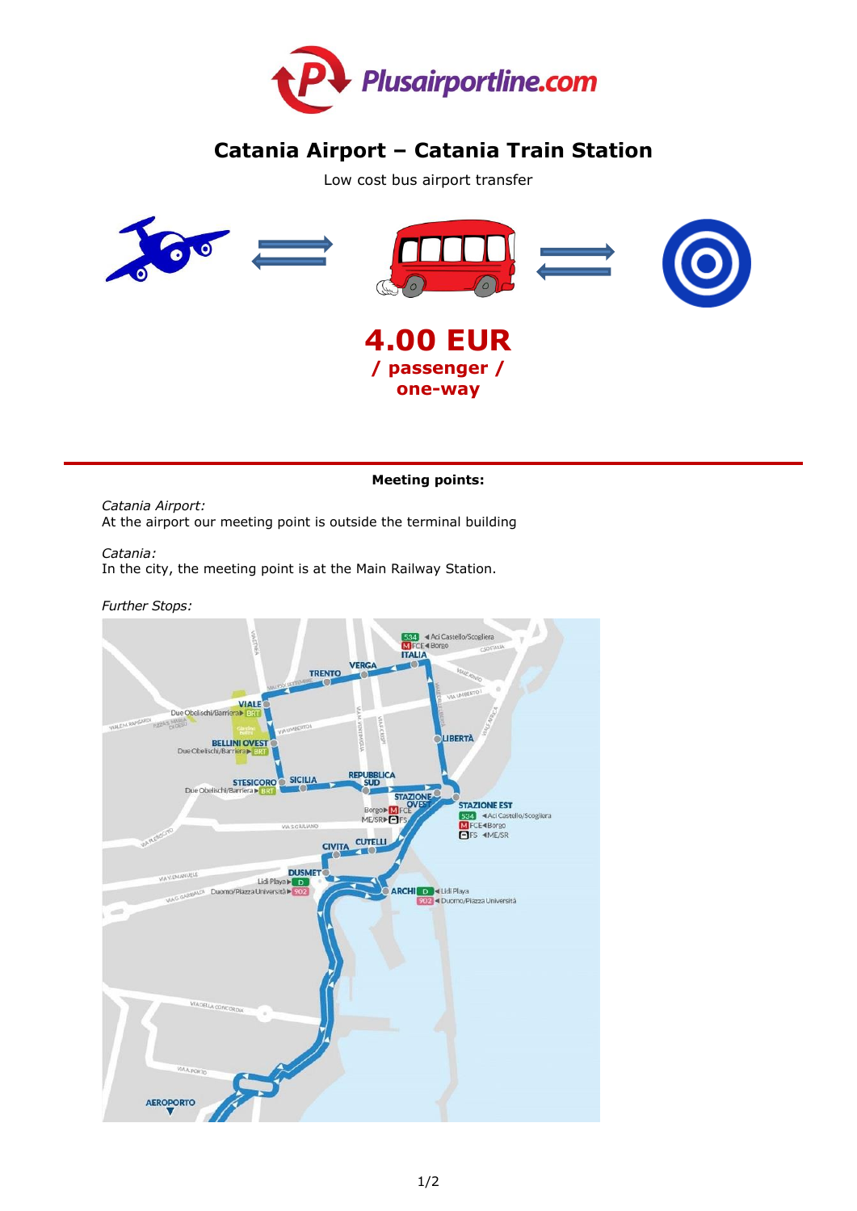Plusairportline.com

# Catania Airport – Catania Train Station

Low cost bus airport transfer

**4.00 EUR**
**/ passenger /**
**one-way**

**Meeting points:**

*Catania Airport:*
At the airport our meeting point is outside the terminal building

*Catania:*
In the city, the meeting point is at the Main Railway Station.

*Further Stops:*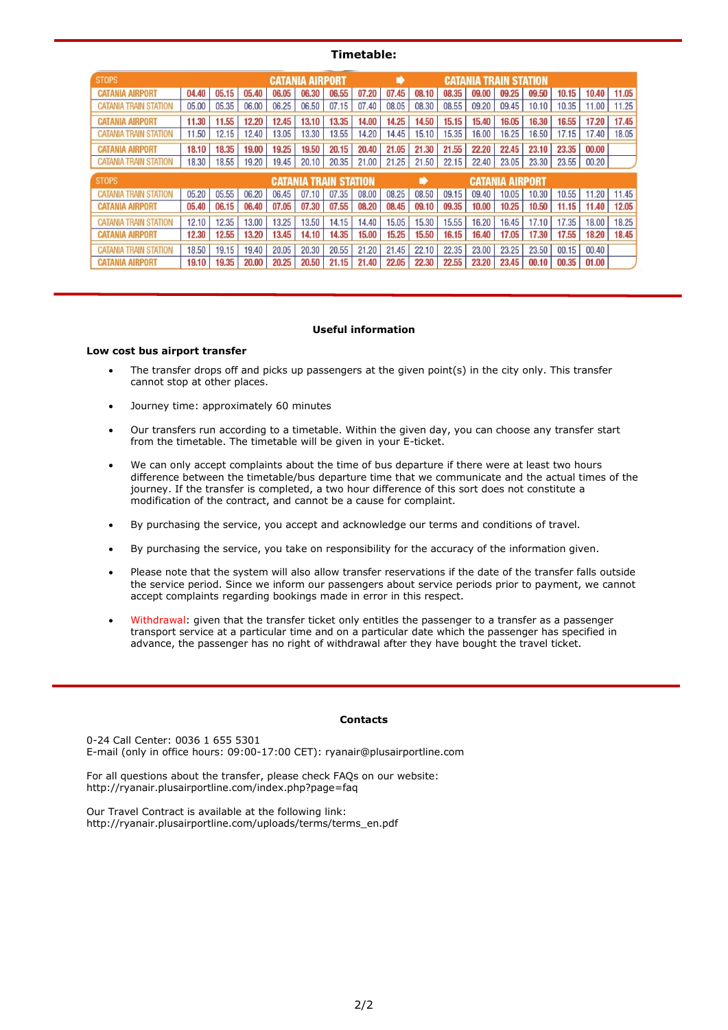**Timetable:**

| STOPS | CATANIA AIRPORT | | | | | | ➡ | | CATANIA TRAIN STATION | | | | | | | |
|---|---|---|---|---|---|---|---|---|---|---|---|---|---|---|---|---|
| CATANIA AIRPORT | 04.40 | 05.15 | 05.40 | 06.05 | 06.30 | 06.55 | 07.20 | 07.45 | 08.10 | 08.35 | 09.00 | 09.25 | 09.50 | 10.15 | 10.40 | 11.05 |
| CATANIA TRAIN STATION | 05.00 | 05.35 | 06.00 | 06.25 | 06.50 | 07.15 | 07.40 | 08.05 | 08.30 | 08.55 | 09.20 | 09.45 | 10.10 | 10.35 | 11.00 | 11.25 |
| CATANIA AIRPORT | 11.30 | 11.55 | 12.20 | 12.45 | 13.10 | 13.35 | 14.00 | 14.25 | 14.50 | 15.15 | 15.40 | 16.05 | 16.30 | 16.55 | 17.20 | 17.45 |
| CATANIA TRAIN STATION | 11.50 | 12.15 | 12.40 | 13.05 | 13.30 | 13.55 | 14.20 | 14.45 | 15.10 | 15.35 | 16.00 | 16.25 | 16.50 | 17.15 | 17.40 | 18.05 |
| CATANIA AIRPORT | 18.10 | 18.35 | 19.00 | 19.25 | 19.50 | 20.15 | 20.40 | 21.05 | 21.30 | 21.55 | 22.20 | 22.45 | 23.10 | 23.35 | 00.00 | |
| CATANIA TRAIN STATION | 18.30 | 18.55 | 19.20 | 19.45 | 20.10 | 20.35 | 21.00 | 21.25 | 21.50 | 22.15 | 22.40 | 23.05 | 23.30 | 23.55 | 00.20 | |

| STOPS | CATANIA TRAIN STATION | | | | | | ➡ | | CATANIA AIRPORT | | | | | | | |
|---|---|---|---|---|---|---|---|---|---|---|---|---|---|---|---|---|
| CATANIA TRAIN STATION | 05.20 | 05.55 | 06.20 | 06.45 | 07.10 | 07.35 | 08.00 | 08.25 | 08.50 | 09.15 | 09.40 | 10.05 | 10.30 | 10.55 | 11.20 | 11.45 |
| CATANIA AIRPORT | 05.40 | 06.15 | 06.40 | 07.05 | 07.30 | 07.55 | 08.20 | 08.45 | 09.10 | 09.35 | 10.00 | 10.25 | 10.50 | 11.15 | 11.40 | 12.05 |
| CATANIA TRAIN STATION | 12.10 | 12.35 | 13.00 | 13.25 | 13.50 | 14.15 | 14.40 | 15.05 | 15.30 | 15.55 | 16.20 | 16.45 | 17.10 | 17.35 | 18.00 | 18.25 |
| CATANIA AIRPORT | 12.30 | 12.55 | 13.20 | 13.45 | 14.10 | 14.35 | 15.00 | 15.25 | 15.50 | 16.15 | 16.40 | 17.05 | 17.30 | 17.55 | 18.20 | 18.45 |
| CATANIA TRAIN STATION | 18.50 | 19.15 | 19.40 | 20.05 | 20.30 | 20.55 | 21.20 | 21.45 | 22.10 | 22.35 | 23.00 | 23.25 | 23.50 | 00.15 | 00.40 | |
| CATANIA AIRPORT | 19.10 | 19.35 | 20.00 | 20.25 | 20.50 | 21.15 | 21.40 | 22.05 | 22.30 | 22.55 | 23.20 | 23.45 | 00.10 | 00.35 | 01.00 | |

**Useful information**

**Low cost bus airport transfer**

- The transfer drops off and picks up passengers at the given point(s) in the city only. This transfer cannot stop at other places.
- Journey time: approximately 60 minutes
- Our transfers run according to a timetable. Within the given day, you can choose any transfer start from the timetable. The timetable will be given in your E-ticket.
- We can only accept complaints about the time of bus departure if there were at least two hours difference between the timetable/bus departure time that we communicate and the actual times of the journey. If the transfer is completed, a two hour difference of this sort does not constitute a modification of the contract, and cannot be a cause for complaint.
- By purchasing the service, you accept and acknowledge our terms and conditions of travel.
- By purchasing the service, you take on responsibility for the accuracy of the information given.
- Please note that the system will also allow transfer reservations if the date of the transfer falls outside the service period. Since we inform our passengers about service periods prior to payment, we cannot accept complaints regarding bookings made in error in this respect.
- Withdrawal: given that the transfer ticket only entitles the passenger to a transfer as a passenger transport service at a particular time and on a particular date which the passenger has specified in advance, the passenger has no right of withdrawal after they have bought the travel ticket.

**Contacts**

0-24 Call Center: 0036 1 655 5301
E-mail (only in office hours: 09:00-17:00 CET): ryanair@plusairportline.com

For all questions about the transfer, please check FAQs on our website:
http://ryanair.plusairportline.com/index.php?page=faq

Our Travel Contract is available at the following link:
http://ryanair.plusairportline.com/uploads/terms/terms_en.pdf